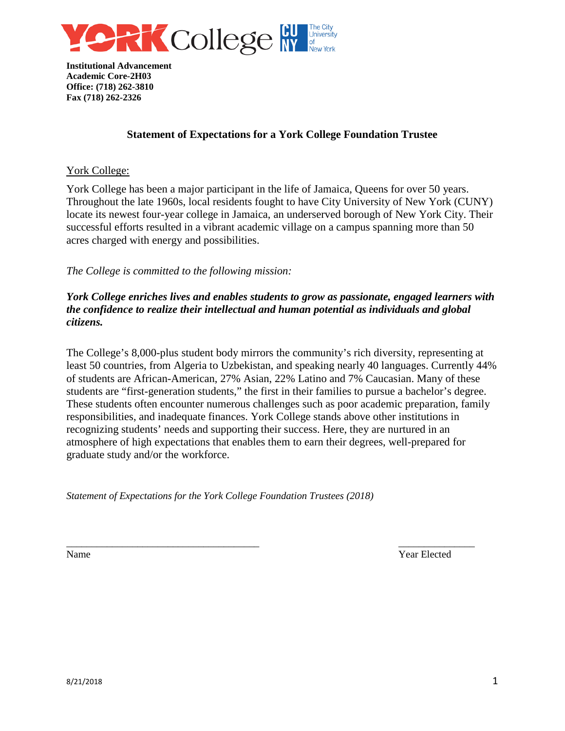**Institutional Advancement**
**Academic Core-2H03**
**Office: (718) 262-3810**
**Fax (718) 262-2326**

## Statement of Expectations for a York College Foundation Trustee

York College:

York College has been a major participant in the life of Jamaica, Queens for over 50 years. Throughout the late 1960s, local residents fought to have City University of New York (CUNY) locate its newest four-year college in Jamaica, an underserved borough of New York City. Their successful efforts resulted in a vibrant academic village on a campus spanning more than 50 acres charged with energy and possibilities.

*The College is committed to the following mission:*

***York College enriches lives and enables students to grow as passionate, engaged learners with the confidence to realize their intellectual and human potential as individuals and global citizens.***

The College's 8,000-plus student body mirrors the community's rich diversity, representing at least 50 countries, from Algeria to Uzbekistan, and speaking nearly 40 languages. Currently 44% of students are African-American, 27% Asian, 22% Latino and 7% Caucasian. Many of these students are "first-generation students," the first in their families to pursue a bachelor's degree. These students often encounter numerous challenges such as poor academic preparation, family responsibilities, and inadequate finances. York College stands above other institutions in recognizing students' needs and supporting their success. Here, they are nurtured in an atmosphere of high expectations that enables them to earn their degrees, well-prepared for graduate study and/or the workforce.

*Statement of Expectations for the York College Foundation Trustees (2018)*

______________________________________ ______________

Name Year Elected

8/21/2018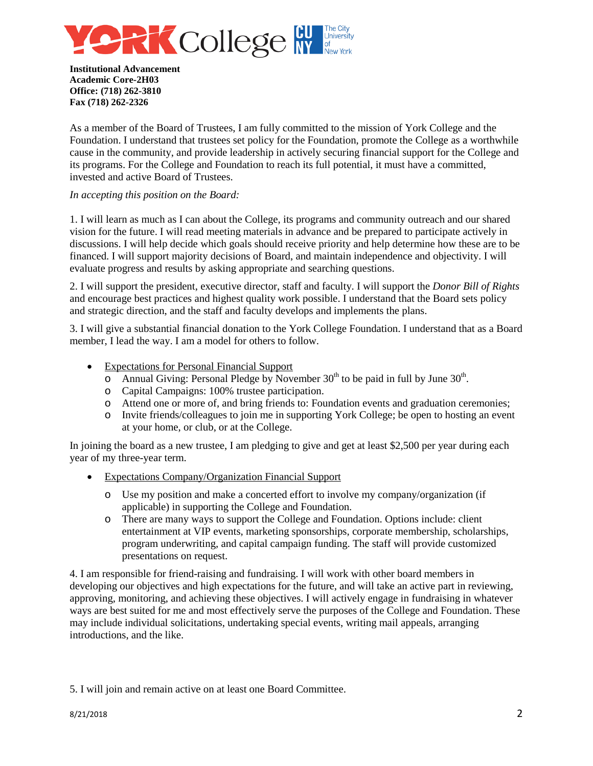**Institutional Advancement**
**Academic Core-2H03**
**Office: (718) 262-3810**
**Fax (718) 262-2326**

As a member of the Board of Trustees, I am fully committed to the mission of York College and the Foundation. I understand that trustees set policy for the Foundation, promote the College as a worthwhile cause in the community, and provide leadership in actively securing financial support for the College and its programs. For the College and Foundation to reach its full potential, it must have a committed, invested and active Board of Trustees.

*In accepting this position on the Board:*

1. I will learn as much as I can about the College, its programs and community outreach and our shared vision for the future. I will read meeting materials in advance and be prepared to participate actively in discussions. I will help decide which goals should receive priority and help determine how these are to be financed. I will support majority decisions of Board, and maintain independence and objectivity. I will evaluate progress and results by asking appropriate and searching questions.

2. I will support the president, executive director, staff and faculty. I will support the *Donor Bill of Rights* and encourage best practices and highest quality work possible. I understand that the Board sets policy and strategic direction, and the staff and faculty develops and implements the plans.

3. I will give a substantial financial donation to the York College Foundation. I understand that as a Board member, I lead the way. I am a model for others to follow.

- <u>Expectations for Personal Financial Support</u>
    - Annual Giving: Personal Pledge by November 30th to be paid in full by June 30th.
    - Capital Campaigns: 100% trustee participation.
    - Attend one or more of, and bring friends to: Foundation events and graduation ceremonies;
    - Invite friends/colleagues to join me in supporting York College; be open to hosting an event at your home, or club, or at the College.

In joining the board as a new trustee, I am pledging to give and get at least $2,500 per year during each year of my three-year term.

- <u>Expectations Company/Organization Financial Support</u>
    - Use my position and make a concerted effort to involve my company/organization (if applicable) in supporting the College and Foundation.
    - There are many ways to support the College and Foundation. Options include: client entertainment at VIP events, marketing sponsorships, corporate membership, scholarships, program underwriting, and capital campaign funding. The staff will provide customized presentations on request.

4. I am responsible for friend-raising and fundraising. I will work with other board members in developing our objectives and high expectations for the future, and will take an active part in reviewing, approving, monitoring, and achieving these objectives. I will actively engage in fundraising in whatever ways are best suited for me and most effectively serve the purposes of the College and Foundation. These may include individual solicitations, undertaking special events, writing mail appeals, arranging introductions, and the like.

5. I will join and remain active on at least one Board Committee.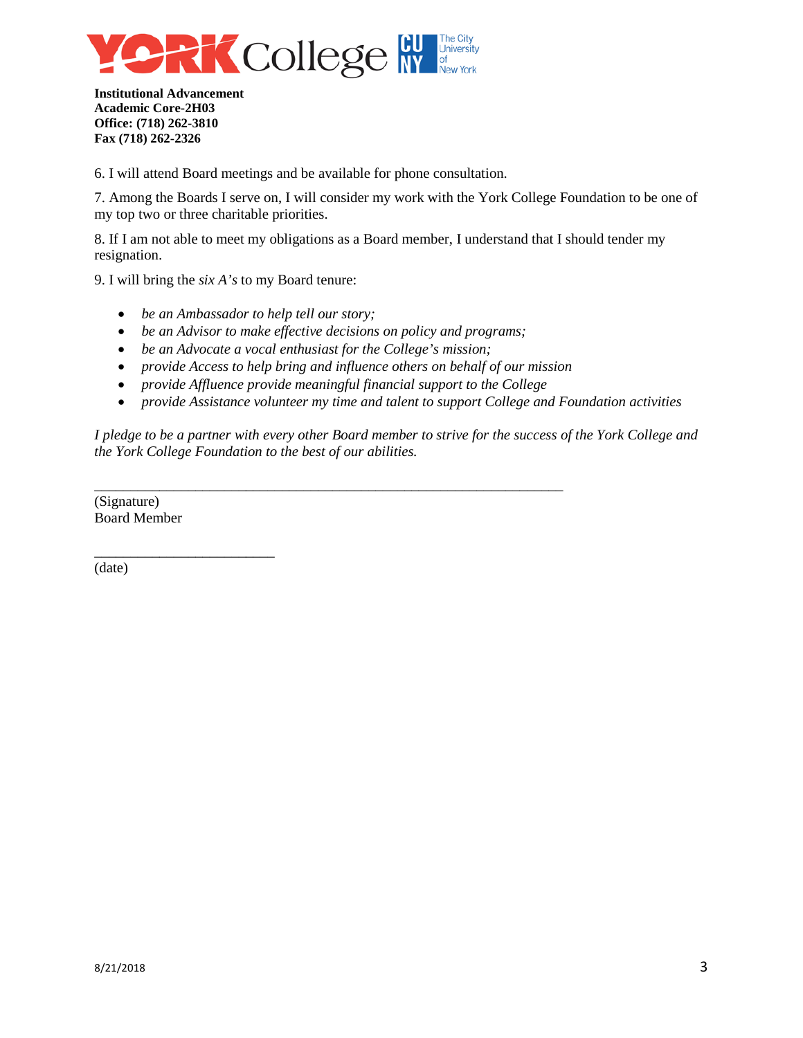**Institutional Advancement**
**Academic Core-2H03**
**Office: (718) 262-3810**
**Fax (718) 262-2326**

6. I will attend Board meetings and be available for phone consultation.

7. Among the Boards I serve on, I will consider my work with the York College Foundation to be one of my top two or three charitable priorities.

8. If I am not able to meet my obligations as a Board member, I understand that I should tender my resignation.

9. I will bring the *six A's* to my Board tenure:

- *be an Ambassador to help tell our story;*
- *be an Advisor to make effective decisions on policy and programs;*
- *be an Advocate a vocal enthusiast for the College's mission;*
- *provide Access to help bring and influence others on behalf of our mission*
- *provide Affluence provide meaningful financial support to the College*
- *provide Assistance volunteer my time and talent to support College and Foundation activities*

*I pledge to be a partner with every other Board member to strive for the success of the York College and the York College Foundation to the best of our abilities.*

_______________________________________________________________

(Signature)
Board Member

________________________

(date)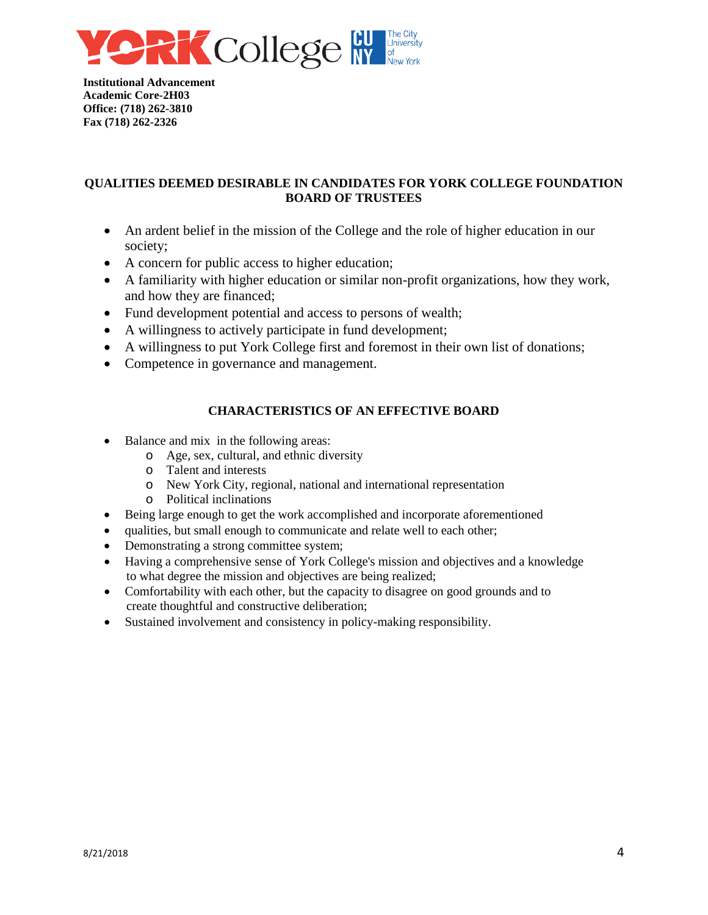**Institutional Advancement**
**Academic Core-2H03**
**Office: (718) 262-3810**
**Fax (718) 262-2326**

## QUALITIES DEEMED DESIRABLE IN CANDIDATES FOR YORK COLLEGE FOUNDATION BOARD OF TRUSTEES

- An ardent belief in the mission of the College and the role of higher education in our society;
- A concern for public access to higher education;
- A familiarity with higher education or similar non-profit organizations, how they work, and how they are financed;
- Fund development potential and access to persons of wealth;
- A willingness to actively participate in fund development;
- A willingness to put York College first and foremost in their own list of donations;
- Competence in governance and management.

## CHARACTERISTICS OF AN EFFECTIVE BOARD

- Balance and mix in the following areas:
  - Age, sex, cultural, and ethnic diversity
  - Talent and interests
  - New York City, regional, national and international representation
  - Political inclinations
- Being large enough to get the work accomplished and incorporate aforementioned
- qualities, but small enough to communicate and relate well to each other;
- Demonstrating a strong committee system;
- Having a comprehensive sense of York College's mission and objectives and a knowledge to what degree the mission and objectives are being realized;
- Comfortability with each other, but the capacity to disagree on good grounds and to create thoughtful and constructive deliberation;
- Sustained involvement and consistency in policy-making responsibility.

8/21/2018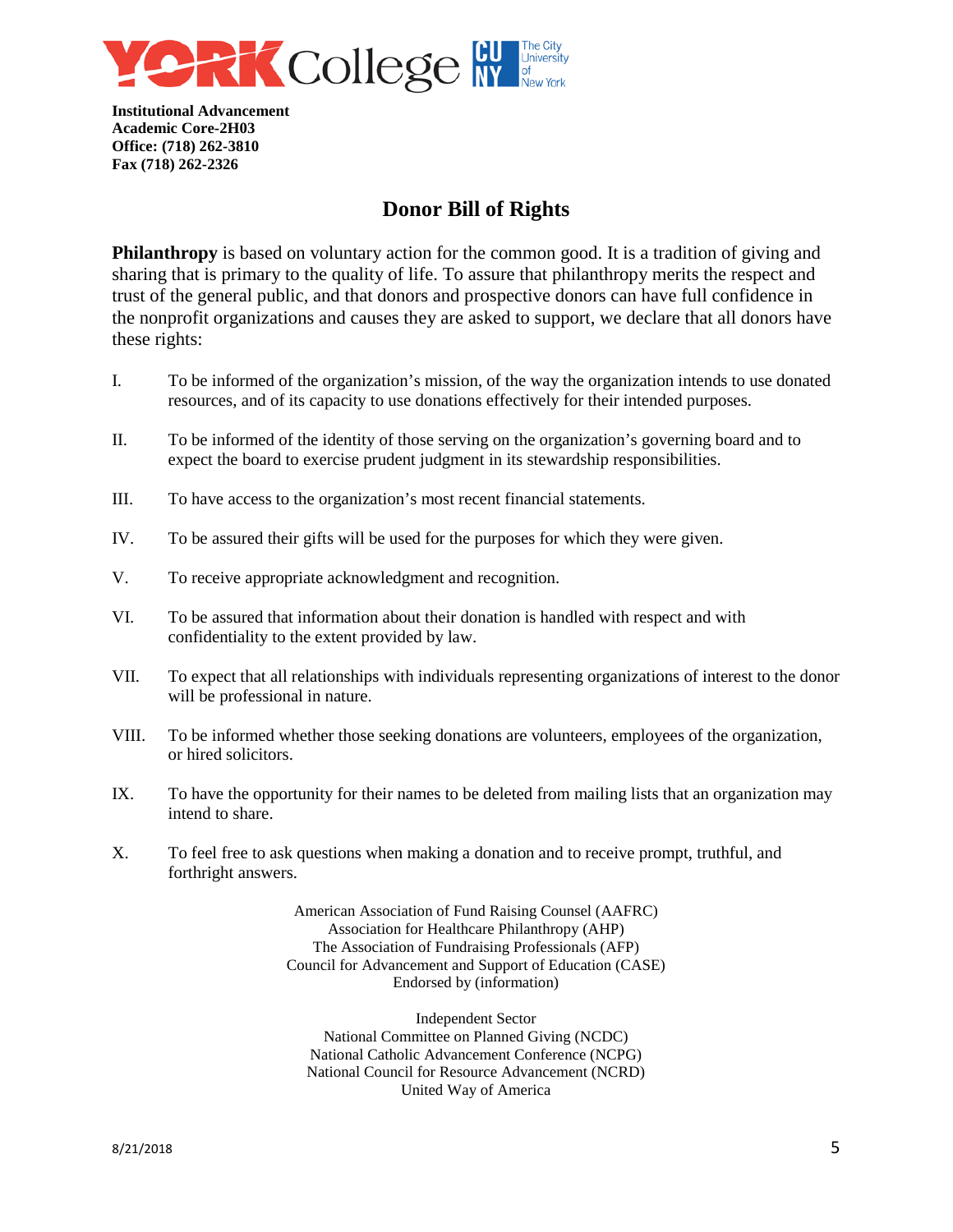**Institutional Advancement**
**Academic Core-2H03**
**Office: (718) 262-3810**
**Fax (718) 262-2326**

# Donor Bill of Rights

**Philanthropy** is based on voluntary action for the common good. It is a tradition of giving and sharing that is primary to the quality of life. To assure that philanthropy merits the respect and trust of the general public, and that donors and prospective donors can have full confidence in the nonprofit organizations and causes they are asked to support, we declare that all donors have these rights:

I. To be informed of the organization's mission, of the way the organization intends to use donated resources, and of its capacity to use donations effectively for their intended purposes.

II. To be informed of the identity of those serving on the organization's governing board and to expect the board to exercise prudent judgment in its stewardship responsibilities.

III. To have access to the organization's most recent financial statements.

IV. To be assured their gifts will be used for the purposes for which they were given.

V. To receive appropriate acknowledgment and recognition.

VI. To be assured that information about their donation is handled with respect and with confidentiality to the extent provided by law.

VII. To expect that all relationships with individuals representing organizations of interest to the donor will be professional in nature.

VIII. To be informed whether those seeking donations are volunteers, employees of the organization, or hired solicitors.

IX. To have the opportunity for their names to be deleted from mailing lists that an organization may intend to share.

X. To feel free to ask questions when making a donation and to receive prompt, truthful, and forthright answers.

American Association of Fund Raising Counsel (AAFRC)
Association for Healthcare Philanthropy (AHP)
The Association of Fundraising Professionals (AFP)
Council for Advancement and Support of Education (CASE)
Endorsed by (information)

Independent Sector
National Committee on Planned Giving (NCDC)
National Catholic Advancement Conference (NCPG)
National Council for Resource Advancement (NCRD)
United Way of America

8/21/2018